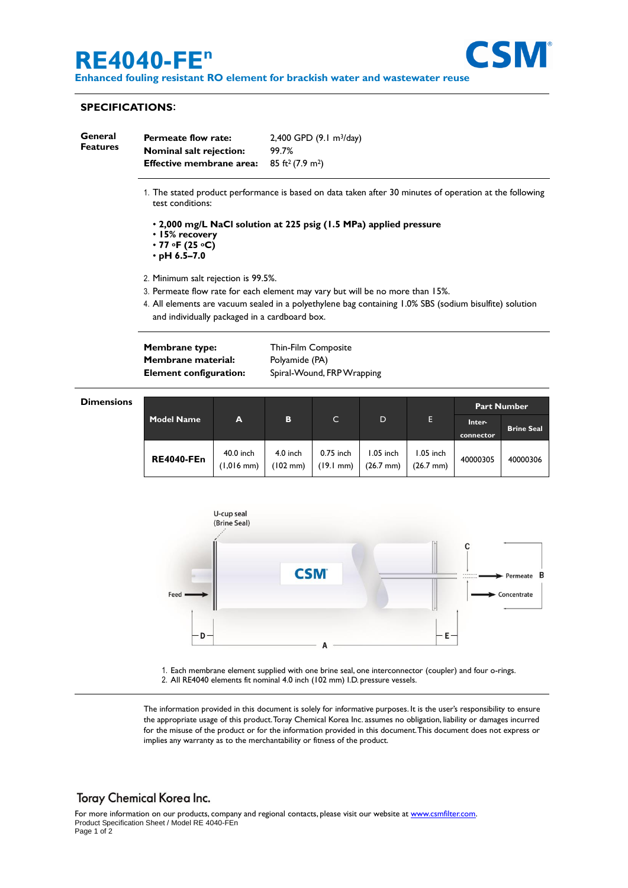# RE4040-FE$^{n}$

**Enhanced fouling resistant RO element for brackish water and wastewater reuse**

CSM

## SPECIFICATIONS:

### General Features

**Permeate flow rate:** 2,400 GPD (9.1 $m^3$/day)
**Nominal salt rejection:** 99.7%
**Effective membrane area:** 85 $ft^2$ (7.9 $m^2$)

1. The stated product performance is based on data taken after 30 minutes of operation at the following test conditions:
   - **2,000 mg/L NaCl solution at 225 psig (1.5 MPa) applied pressure**
   - **15% recovery**
   - **77 °F (25 °C)**
   - **pH 6.5–7.0**
2. Minimum salt rejection is 99.5%.
3. Permeate flow rate for each element may vary but will be no more than 15%.
4. All elements are vacuum sealed in a polyethylene bag containing 1.0% SBS (sodium bisulfite) solution and individually packaged in a cardboard box.

**Membrane type:** Thin-Film Composite
**Membrane material:** Polyamide (PA)
**Element configuration:** Spiral-Wound, FRP Wrapping

### Dimensions

| Model Name | A | B | C | D | E | Part Number | |
|---|---|---|---|---|---|---|---|
| | | | | | | Inter-connector | Brine Seal |
| **RE4040-FEn** | 40.0 inch (1,016 mm) | 4.0 inch (102 mm) | 0.75 inch (19.1 mm) | 1.05 inch (26.7 mm) | 1.05 inch (26.7 mm) | 40000305 | 40000306 |

1. Each membrane element supplied with one brine seal, one interconnector (coupler) and four o-rings.
2. All RE4040 elements fit nominal 4.0 inch (102 mm) I.D. pressure vessels.

The information provided in this document is solely for informative purposes. It is the user's responsibility to ensure the appropriate usage of this product. Toray Chemical Korea Inc. assumes no obligation, liability or damages incurred for the misuse of the product or for the information provided in this document. This document does not express or implies any warranty as to the merchantability or fitness of the product.

Toray Chemical Korea Inc.

For more information on our products, company and regional contacts, please visit our website at www.csmfilter.com.
Product Specification Sheet / Model RE 4040-FEn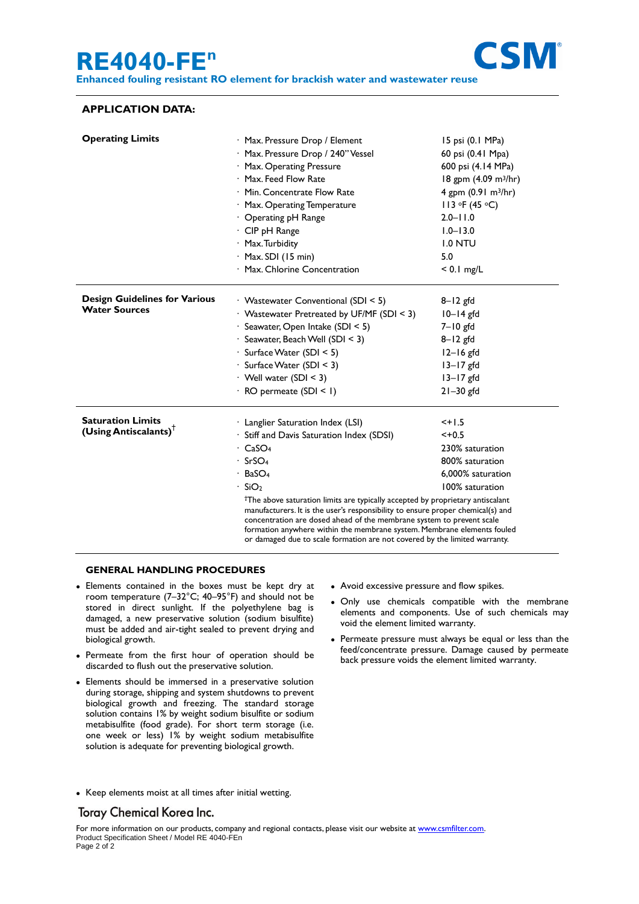# RE4040-FE$^n$

**Enhanced fouling resistant RO element for brackish water and wastewater reuse**

CSM®

## APPLICATION DATA:

| | | |
|---|---|---|
| **Operating Limits** | · Max. Pressure Drop / Element | 15 psi (0.1 MPa) |
| | · Max. Pressure Drop / 240" Vessel | 60 psi (0.41 Mpa) |
| | · Max. Operating Pressure | 600 psi (4.14 MPa) |
| | · Max. Feed Flow Rate | 18 gpm (4.09 $m^3$/hr) |
| | · Min. Concentrate Flow Rate | 4 gpm (0.91 $m^3$/hr) |
| | · Max. Operating Temperature | 113 °F (45 °C) |
| | · Operating pH Range | 2.0–11.0 |
| | · CIP pH Range | 1.0–13.0 |
| | · Max. Turbidity | 1.0 NTU |
| | · Max. SDI (15 min) | 5.0 |
| | · Max. Chlorine Concentration | < 0.1 mg/L |
| **Design Guidelines for Various Water Sources** | · Wastewater Conventional (SDI < 5) | 8–12 gfd |
| | · Wastewater Pretreated by UF/MF (SDI < 3) | 10–14 gfd |
| | · Seawater, Open Intake (SDI < 5) | 7–10 gfd |
| | · Seawater, Beach Well (SDI < 3) | 8–12 gfd |
| | · Surface Water (SDI < 5) | 12–16 gfd |
| | · Surface Water (SDI < 3) | 13–17 gfd |
| | · Well water (SDI < 3) | 13–17 gfd |
| | · RO permeate (SDI < 1) | 21–30 gfd |
| **Saturation Limits (Using Antiscalants)**† | · Langlier Saturation Index (LSI) | <+1.5 |
| | · Stiff and Davis Saturation Index (SDSI) | <+0.5 |
| | · $CaSO_4$ | 230% saturation |
| | · $SrSO_4$ | 800% saturation |
| | · $BaSO_4$ | 6,000% saturation |
| | · $SiO_2$ | 100% saturation |

†The above saturation limits are typically accepted by proprietary antiscalant manufacturers. It is the user's responsibility to ensure proper chemical(s) and concentration are dosed ahead of the membrane system to prevent scale formation anywhere within the membrane system. Membrane elements fouled or damaged due to scale formation are not covered by the limited warranty.

### GENERAL HANDLING PROCEDURES

- Elements contained in the boxes must be kept dry at room temperature (7–32°C; 40–95°F) and should not be stored in direct sunlight. If the polyethylene bag is damaged, a new preservative solution (sodium bisulfite) must be added and air-tight sealed to prevent drying and biological growth.
- Permeate from the first hour of operation should be discarded to flush out the preservative solution.
- Elements should be immersed in a preservative solution during storage, shipping and system shutdowns to prevent biological growth and freezing. The standard storage solution contains 1% by weight sodium bisulfite or sodium metabisulfite (food grade). For short term storage (i.e. one week or less) 1% by weight sodium metabisulfite solution is adequate for preventing biological growth.
- Avoid excessive pressure and flow spikes.
- Only use chemicals compatible with the membrane elements and components. Use of such chemicals may void the element limited warranty.
- Permeate pressure must always be equal or less than the feed/concentrate pressure. Damage caused by permeate back pressure voids the element limited warranty.
- Keep elements moist at all times after initial wetting.

Toray Chemical Korea Inc.

For more information on our products, company and regional contacts, please visit our website at www.csmfilter.com.
Product Specification Sheet / Model RE 4040-FEn